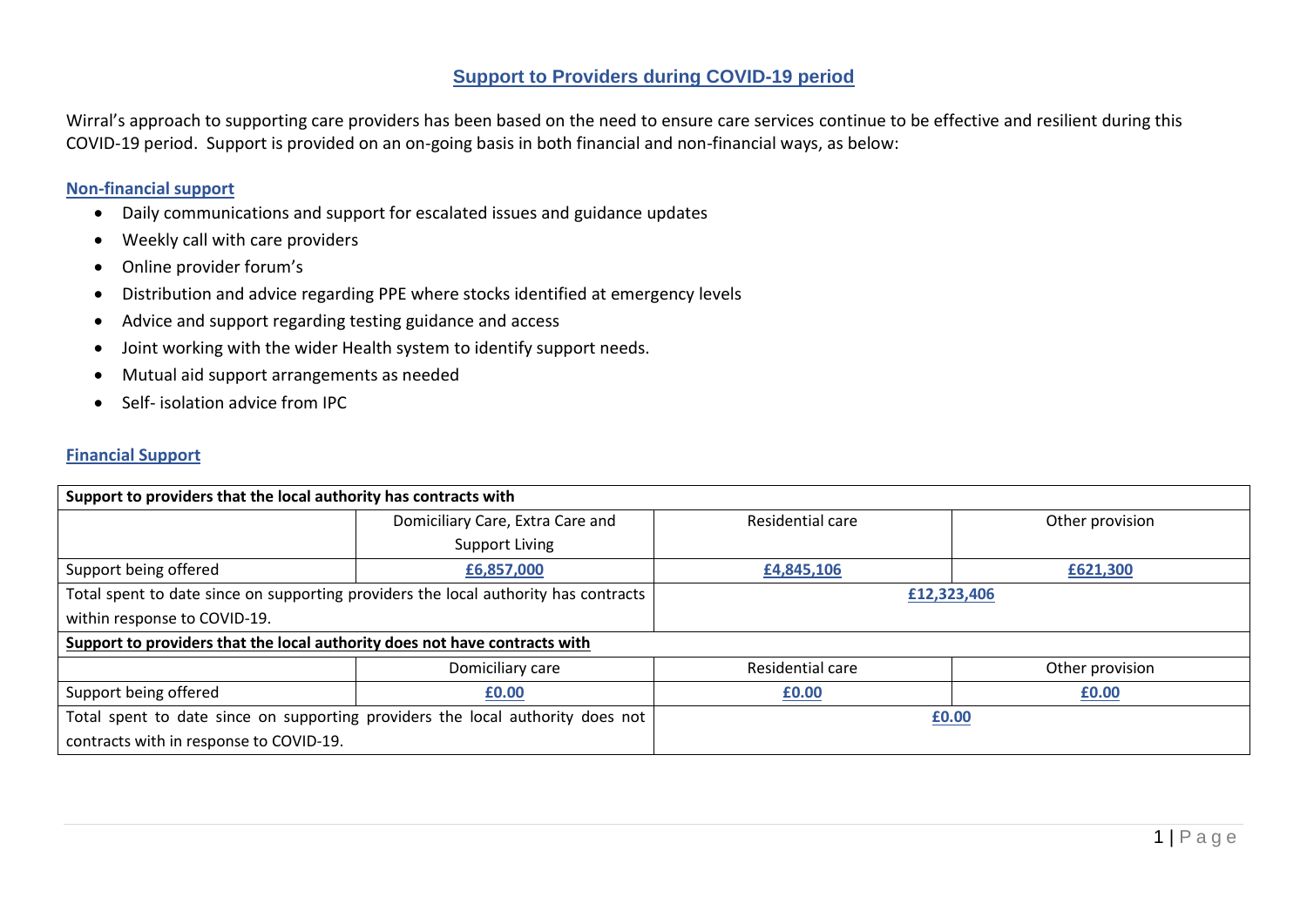# Support to Providers during COVID-19 period

Wirral's approach to supporting care providers has been based on the need to ensure care services continue to be effective and resilient during this COVID-19 period. Support is provided on an on-going basis in both financial and non-financial ways, as below:

## Non-financial support

- Daily communications and support for escalated issues and guidance updates
- Weekly call with care providers
- Online provider forum's
- Distribution and advice regarding PPE where stocks identified at emergency levels
- Advice and support regarding testing guidance and access
- Joint working with the wider Health system to identify support needs.
- Mutual aid support arrangements as needed
- Self- isolation advice from IPC

## Financial Support

| **Support to providers that the local authority has contracts with** | | | |
|---|---|---|---|
| | Domiciliary Care, Extra Care and Support Living | Residential care | Other provision |
| Support being offered | **£6,857,000** | **£4,845,106** | **£621,300** |
| Total spent to date since on supporting providers the local authority has contracts within response to COVID-19. | | **£12,323,406** | |
| **Support to providers that the local authority does not have contracts with** | | | |
| | Domiciliary care | Residential care | Other provision |
| Support being offered | **£0.00** | **£0.00** | **£0.00** |
| Total spent to date since on supporting providers the local authority does not contracts with in response to COVID-19. | | **£0.00** | |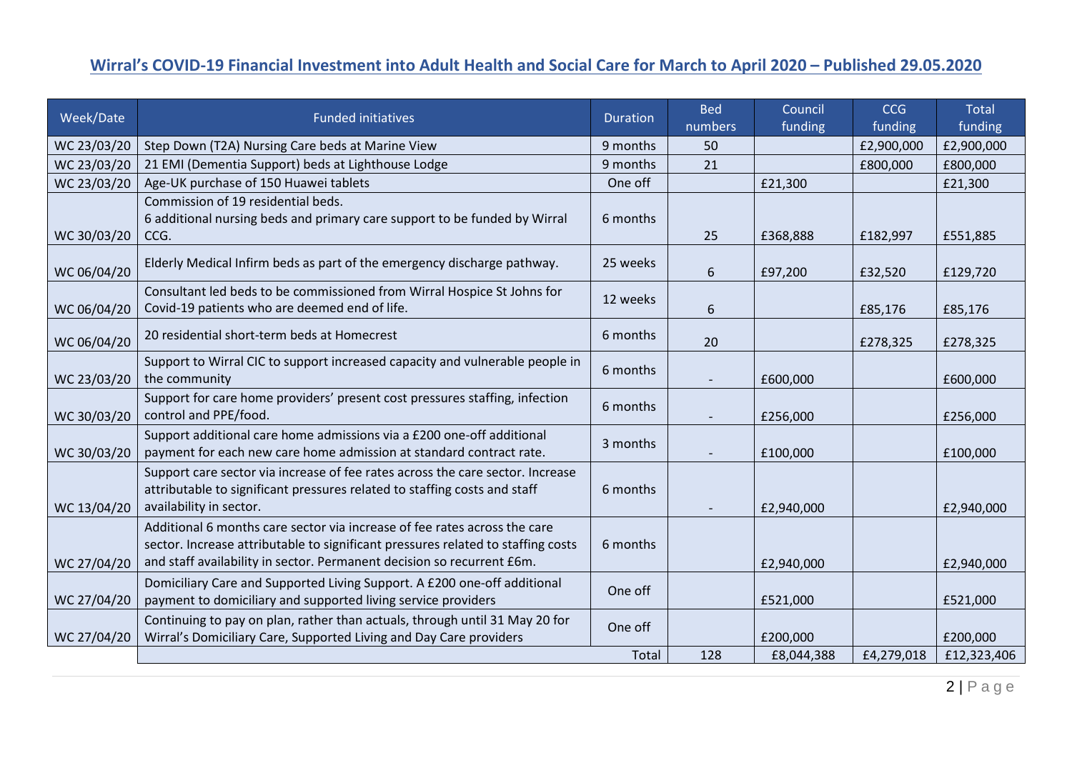# Wirral's COVID-19 Financial Investment into Adult Health and Social Care for March to April 2020 – Published 29.05.2020

| Week/Date | Funded initiatives | Duration | Bed numbers | Council funding | CCG funding | Total funding |
|---|---|---|---|---|---|---|
| WC 23/03/20 | Step Down (T2A) Nursing Care beds at Marine View | 9 months | 50 | | £2,900,000 | £2,900,000 |
| WC 23/03/20 | 21 EMI (Dementia Support) beds at Lighthouse Lodge | 9 months | 21 | | £800,000 | £800,000 |
| WC 23/03/20 | Age-UK purchase of 150 Huawei tablets | One off | | £21,300 | | £21,300 |
| WC 30/03/20 | Commission of 19 residential beds. 6 additional nursing beds and primary care support to be funded by Wirral CCG. | 6 months | 25 | £368,888 | £182,997 | £551,885 |
| WC 06/04/20 | Elderly Medical Infirm beds as part of the emergency discharge pathway. | 25 weeks | 6 | £97,200 | £32,520 | £129,720 |
| WC 06/04/20 | Consultant led beds to be commissioned from Wirral Hospice St Johns for Covid-19 patients who are deemed end of life. | 12 weeks | 6 | | £85,176 | £85,176 |
| WC 06/04/20 | 20 residential short-term beds at Homecrest | 6 months | 20 | | £278,325 | £278,325 |
| WC 23/03/20 | Support to Wirral CIC to support increased capacity and vulnerable people in the community | 6 months | - | £600,000 | | £600,000 |
| WC 30/03/20 | Support for care home providers' present cost pressures staffing, infection control and PPE/food. | 6 months | - | £256,000 | | £256,000 |
| WC 30/03/20 | Support additional care home admissions via a £200 one-off additional payment for each new care home admission at standard contract rate. | 3 months | - | £100,000 | | £100,000 |
| WC 13/04/20 | Support care sector via increase of fee rates across the care sector. Increase attributable to significant pressures related to staffing costs and staff availability in sector. | 6 months | - | £2,940,000 | | £2,940,000 |
| WC 27/04/20 | Additional 6 months care sector via increase of fee rates across the care sector. Increase attributable to significant pressures related to staffing costs and staff availability in sector. Permanent decision so recurrent £6m. | 6 months | | £2,940,000 | | £2,940,000 |
| WC 27/04/20 | Domiciliary Care and Supported Living Support. A £200 one-off additional payment to domiciliary and supported living service providers | One off | | £521,000 | | £521,000 |
| WC 27/04/20 | Continuing to pay on plan, rather than actuals, through until 31 May 20 for Wirral's Domiciliary Care, Supported Living and Day Care providers | One off | | £200,000 | | £200,000 |
| | | Total | 128 | £8,044,388 | £4,279,018 | £12,323,406 |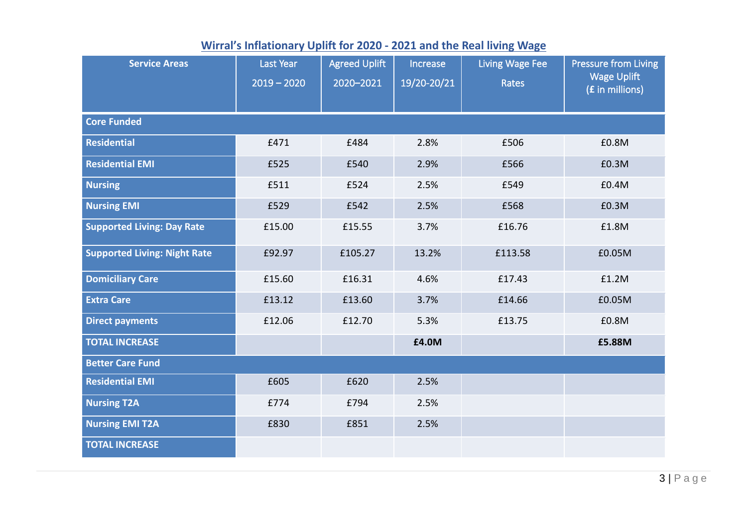## Wirral's Inflationary Uplift for 2020 - 2021 and the Real living Wage

| Service Areas | Last Year 2019 – 2020 | Agreed Uplift 2020–2021 | Increase 19/20-20/21 | Living Wage Fee Rates | Pressure from Living Wage Uplift (£ in millions) |
|---|---|---|---|---|---|
| **Core Funded** | | | | | |
| **Residential** | £471 | £484 | 2.8% | £506 | £0.8M |
| **Residential EMI** | £525 | £540 | 2.9% | £566 | £0.3M |
| **Nursing** | £511 | £524 | 2.5% | £549 | £0.4M |
| **Nursing EMI** | £529 | £542 | 2.5% | £568 | £0.3M |
| **Supported Living: Day Rate** | £15.00 | £15.55 | 3.7% | £16.76 | £1.8M |
| **Supported Living: Night Rate** | £92.97 | £105.27 | 13.2% | £113.58 | £0.05M |
| **Domiciliary Care** | £15.60 | £16.31 | 4.6% | £17.43 | £1.2M |
| **Extra Care** | £13.12 | £13.60 | 3.7% | £14.66 | £0.05M |
| **Direct payments** | £12.06 | £12.70 | 5.3% | £13.75 | £0.8M |
| **TOTAL INCREASE** | | | **£4.0M** | | **£5.88M** |
| **Better Care Fund** | | | | | |
| **Residential EMI** | £605 | £620 | 2.5% | | |
| **Nursing T2A** | £774 | £794 | 2.5% | | |
| **Nursing EMI T2A** | £830 | £851 | 2.5% | | |
| **TOTAL INCREASE** | | | | | |